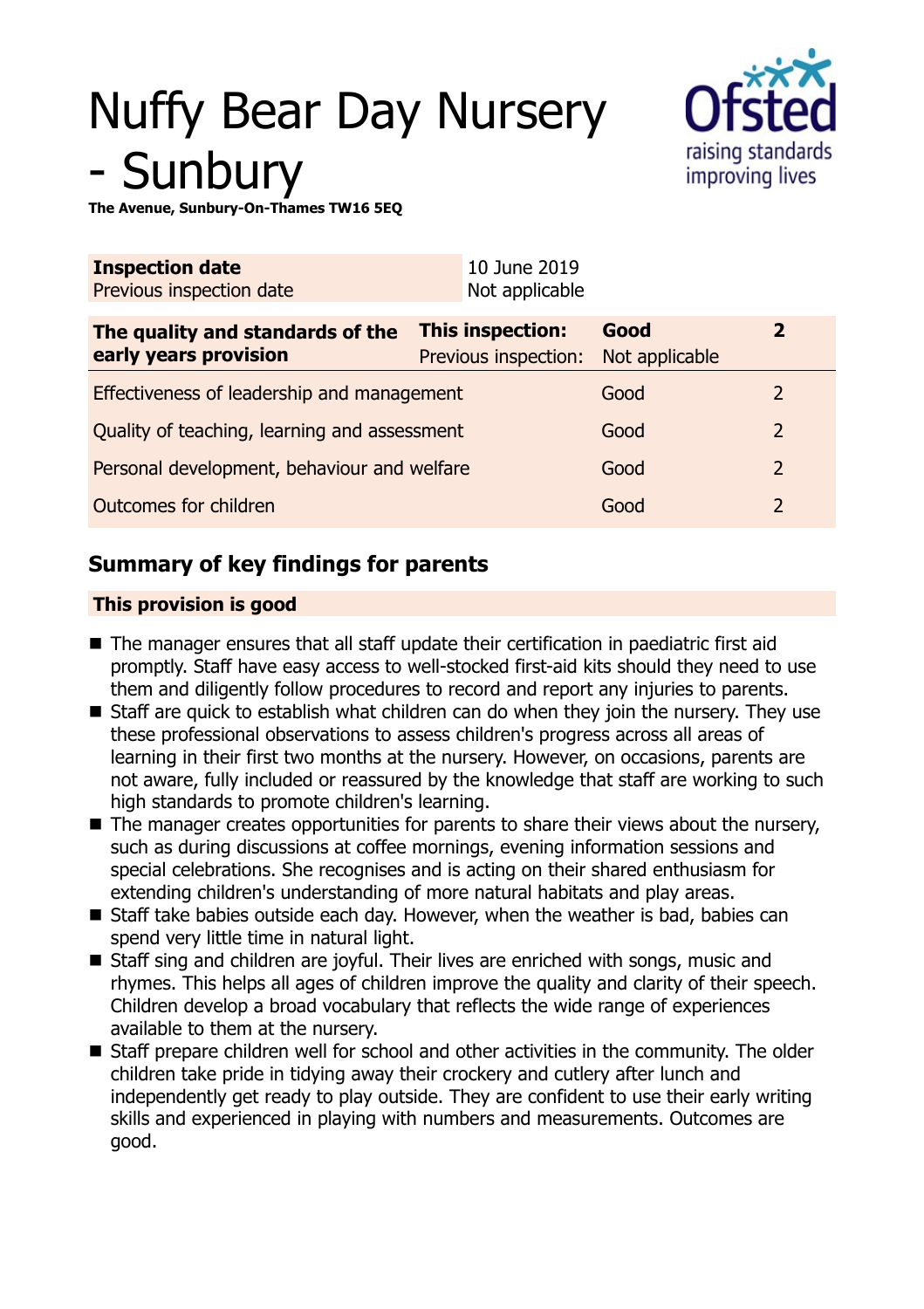# Nuffy Bear Day Nursery - Sunbury

**The Avenue, Sunbury-On-Thames TW16 5EQ**

| **Inspection date** | 10 June 2019 |
|---|---|
| Previous inspection date | Not applicable |

| **The quality and standards of the early years provision** | **This inspection:** | **Good** | **2** |
|---|---|---|---|
| | Previous inspection: | Not applicable | |
| Effectiveness of leadership and management | | Good | 2 |
| Quality of teaching, learning and assessment | | Good | 2 |
| Personal development, behaviour and welfare | | Good | 2 |
| Outcomes for children | | Good | 2 |

## Summary of key findings for parents

**This provision is good**

- The manager ensures that all staff update their certification in paediatric first aid promptly. Staff have easy access to well-stocked first-aid kits should they need to use them and diligently follow procedures to record and report any injuries to parents.
- Staff are quick to establish what children can do when they join the nursery. They use these professional observations to assess children's progress across all areas of learning in their first two months at the nursery. However, on occasions, parents are not aware, fully included or reassured by the knowledge that staff are working to such high standards to promote children's learning.
- The manager creates opportunities for parents to share their views about the nursery, such as during discussions at coffee mornings, evening information sessions and special celebrations. She recognises and is acting on their shared enthusiasm for extending children's understanding of more natural habitats and play areas.
- Staff take babies outside each day. However, when the weather is bad, babies can spend very little time in natural light.
- Staff sing and children are joyful. Their lives are enriched with songs, music and rhymes. This helps all ages of children improve the quality and clarity of their speech. Children develop a broad vocabulary that reflects the wide range of experiences available to them at the nursery.
- Staff prepare children well for school and other activities in the community. The older children take pride in tidying away their crockery and cutlery after lunch and independently get ready to play outside. They are confident to use their early writing skills and experienced in playing with numbers and measurements. Outcomes are good.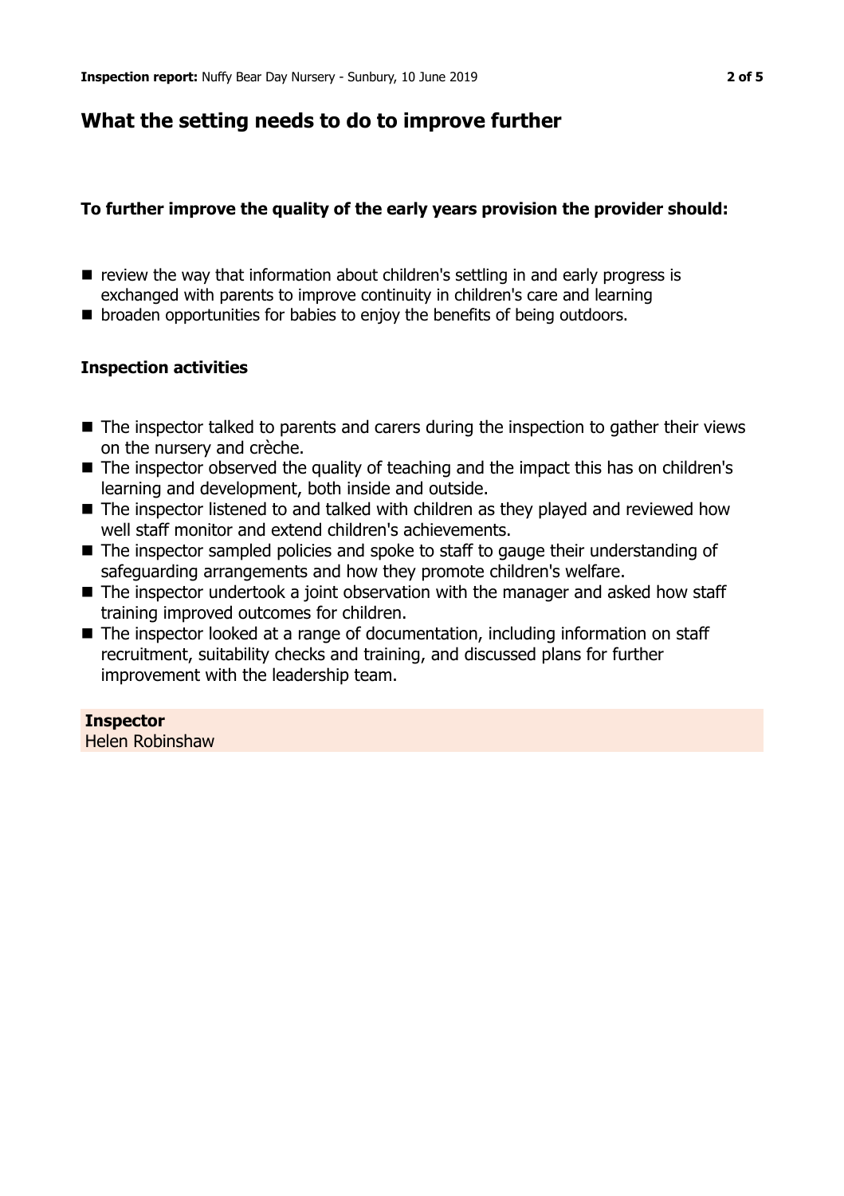## What the setting needs to do to improve further

**To further improve the quality of the early years provision the provider should:**

- review the way that information about children's settling in and early progress is exchanged with parents to improve continuity in children's care and learning
- broaden opportunities for babies to enjoy the benefits of being outdoors.

### Inspection activities

- The inspector talked to parents and carers during the inspection to gather their views on the nursery and crèche.
- The inspector observed the quality of teaching and the impact this has on children's learning and development, both inside and outside.
- The inspector listened to and talked with children as they played and reviewed how well staff monitor and extend children's achievements.
- The inspector sampled policies and spoke to staff to gauge their understanding of safeguarding arrangements and how they promote children's welfare.
- The inspector undertook a joint observation with the manager and asked how staff training improved outcomes for children.
- The inspector looked at a range of documentation, including information on staff recruitment, suitability checks and training, and discussed plans for further improvement with the leadership team.

**Inspector**
Helen Robinshaw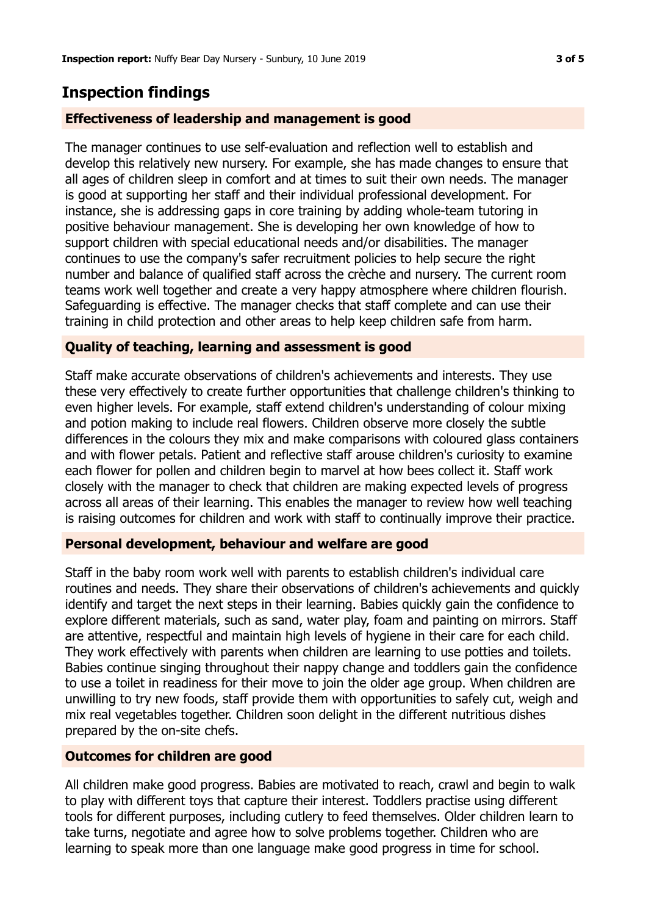## Inspection findings

### Effectiveness of leadership and management is good

The manager continues to use self-evaluation and reflection well to establish and develop this relatively new nursery. For example, she has made changes to ensure that all ages of children sleep in comfort and at times to suit their own needs. The manager is good at supporting her staff and their individual professional development. For instance, she is addressing gaps in core training by adding whole-team tutoring in positive behaviour management. She is developing her own knowledge of how to support children with special educational needs and/or disabilities. The manager continues to use the company's safer recruitment policies to help secure the right number and balance of qualified staff across the crèche and nursery. The current room teams work well together and create a very happy atmosphere where children flourish. Safeguarding is effective. The manager checks that staff complete and can use their training in child protection and other areas to help keep children safe from harm.

### Quality of teaching, learning and assessment is good

Staff make accurate observations of children's achievements and interests. They use these very effectively to create further opportunities that challenge children's thinking to even higher levels. For example, staff extend children's understanding of colour mixing and potion making to include real flowers. Children observe more closely the subtle differences in the colours they mix and make comparisons with coloured glass containers and with flower petals. Patient and reflective staff arouse children's curiosity to examine each flower for pollen and children begin to marvel at how bees collect it. Staff work closely with the manager to check that children are making expected levels of progress across all areas of their learning. This enables the manager to review how well teaching is raising outcomes for children and work with staff to continually improve their practice.

### Personal development, behaviour and welfare are good

Staff in the baby room work well with parents to establish children's individual care routines and needs. They share their observations of children's achievements and quickly identify and target the next steps in their learning. Babies quickly gain the confidence to explore different materials, such as sand, water play, foam and painting on mirrors. Staff are attentive, respectful and maintain high levels of hygiene in their care for each child. They work effectively with parents when children are learning to use potties and toilets. Babies continue singing throughout their nappy change and toddlers gain the confidence to use a toilet in readiness for their move to join the older age group. When children are unwilling to try new foods, staff provide them with opportunities to safely cut, weigh and mix real vegetables together. Children soon delight in the different nutritious dishes prepared by the on-site chefs.

### Outcomes for children are good

All children make good progress. Babies are motivated to reach, crawl and begin to walk to play with different toys that capture their interest. Toddlers practise using different tools for different purposes, including cutlery to feed themselves. Older children learn to take turns, negotiate and agree how to solve problems together. Children who are learning to speak more than one language make good progress in time for school.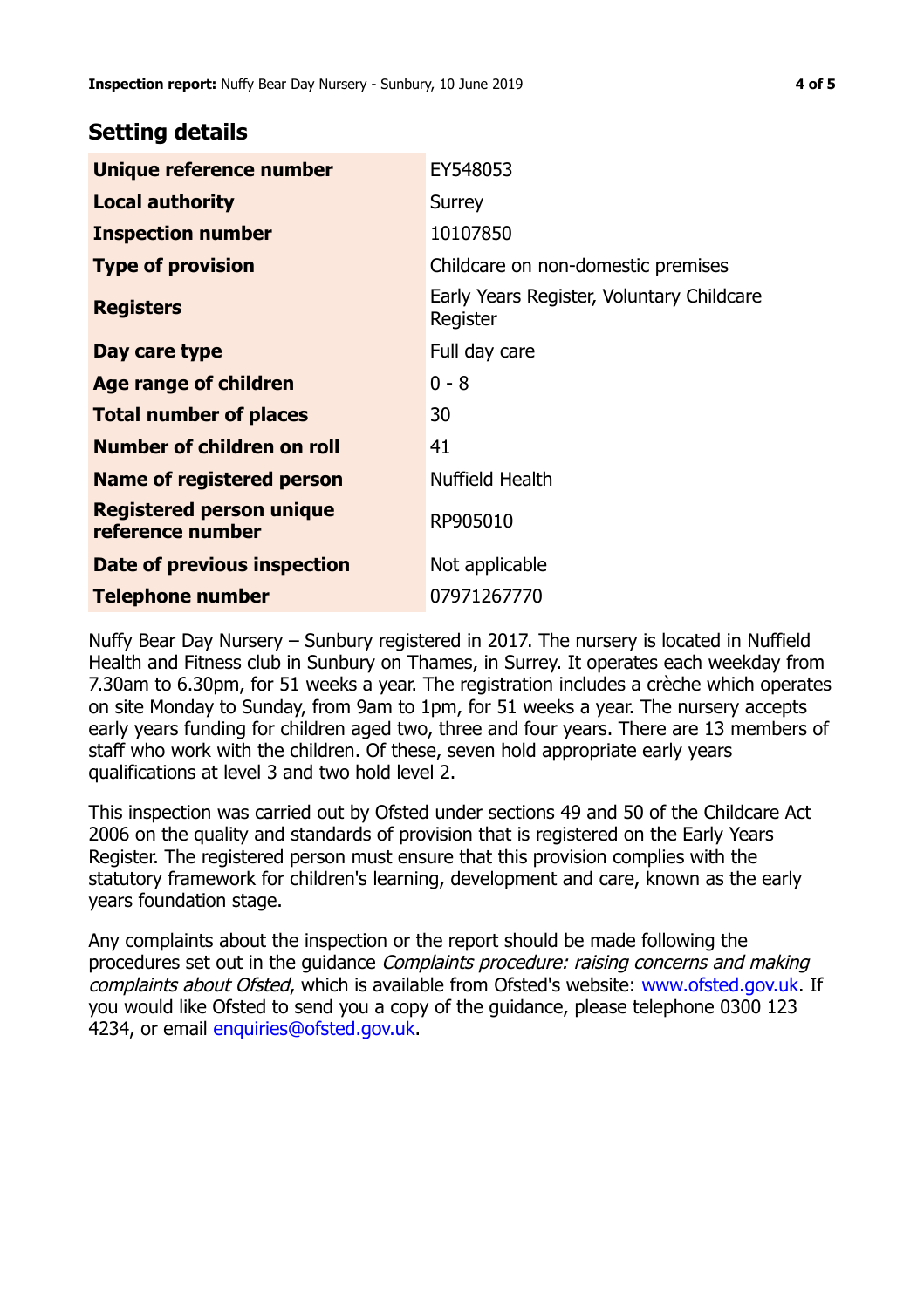## Setting details

| | |
|---|---|
| **Unique reference number** | EY548053 |
| **Local authority** | Surrey |
| **Inspection number** | 10107850 |
| **Type of provision** | Childcare on non-domestic premises |
| **Registers** | Early Years Register, Voluntary Childcare Register |
| **Day care type** | Full day care |
| **Age range of children** | 0 - 8 |
| **Total number of places** | 30 |
| **Number of children on roll** | 41 |
| **Name of registered person** | Nuffield Health |
| **Registered person unique reference number** | RP905010 |
| **Date of previous inspection** | Not applicable |
| **Telephone number** | 07971267770 |

Nuffy Bear Day Nursery – Sunbury registered in 2017. The nursery is located in Nuffield Health and Fitness club in Sunbury on Thames, in Surrey. It operates each weekday from 7.30am to 6.30pm, for 51 weeks a year. The registration includes a crèche which operates on site Monday to Sunday, from 9am to 1pm, for 51 weeks a year. The nursery accepts early years funding for children aged two, three and four years. There are 13 members of staff who work with the children. Of these, seven hold appropriate early years qualifications at level 3 and two hold level 2.

This inspection was carried out by Ofsted under sections 49 and 50 of the Childcare Act 2006 on the quality and standards of provision that is registered on the Early Years Register. The registered person must ensure that this provision complies with the statutory framework for children's learning, development and care, known as the early years foundation stage.

Any complaints about the inspection or the report should be made following the procedures set out in the guidance *Complaints procedure: raising concerns and making complaints about Ofsted*, which is available from Ofsted's website: www.ofsted.gov.uk. If you would like Ofsted to send you a copy of the guidance, please telephone 0300 123 4234, or email enquiries@ofsted.gov.uk.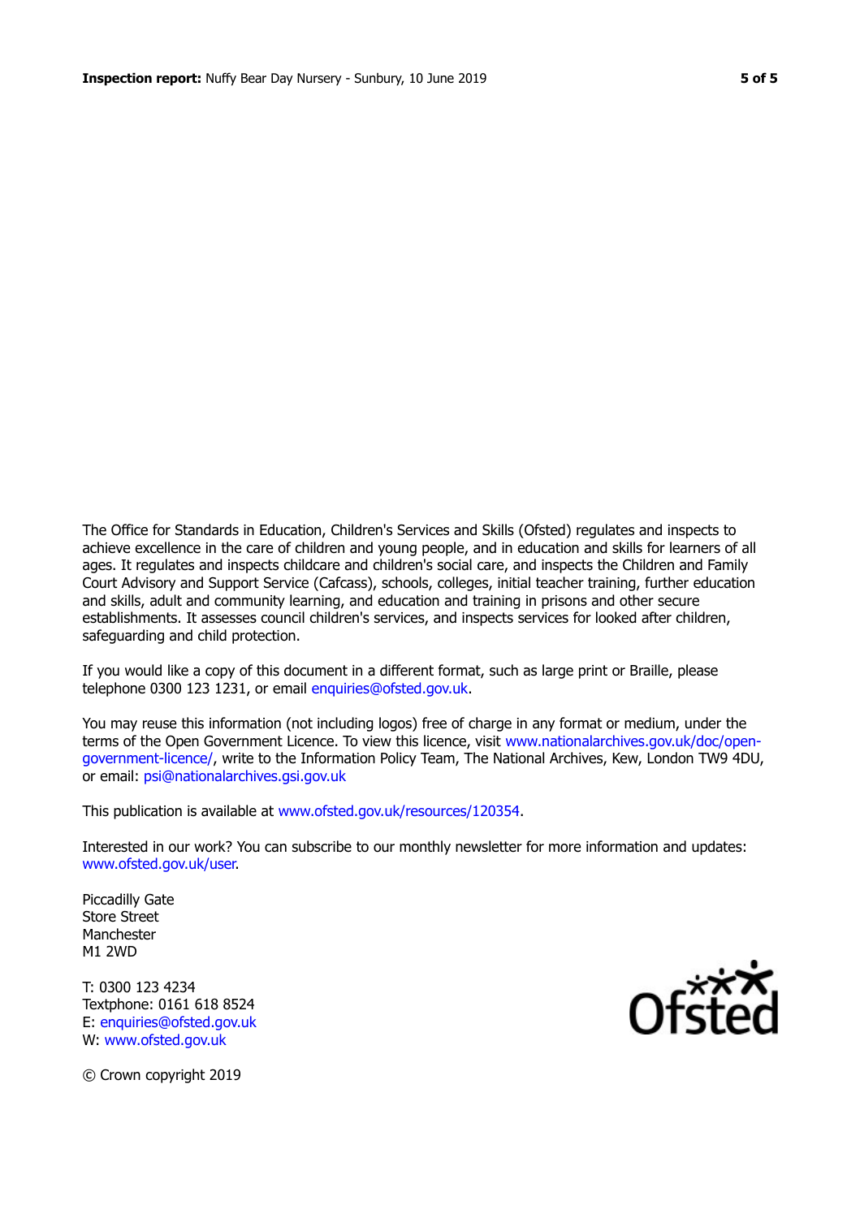The Office for Standards in Education, Children's Services and Skills (Ofsted) regulates and inspects to achieve excellence in the care of children and young people, and in education and skills for learners of all ages. It regulates and inspects childcare and children's social care, and inspects the Children and Family Court Advisory and Support Service (Cafcass), schools, colleges, initial teacher training, further education and skills, adult and community learning, and education and training in prisons and other secure establishments. It assesses council children's services, and inspects services for looked after children, safeguarding and child protection.

If you would like a copy of this document in a different format, such as large print or Braille, please telephone 0300 123 1231, or email enquiries@ofsted.gov.uk.

You may reuse this information (not including logos) free of charge in any format or medium, under the terms of the Open Government Licence. To view this licence, visit www.nationalarchives.gov.uk/doc/open-government-licence/, write to the Information Policy Team, The National Archives, Kew, London TW9 4DU, or email: psi@nationalarchives.gsi.gov.uk

This publication is available at www.ofsted.gov.uk/resources/120354.

Interested in our work? You can subscribe to our monthly newsletter for more information and updates: www.ofsted.gov.uk/user.

Piccadilly Gate
Store Street
Manchester
M1 2WD

T: 0300 123 4234
Textphone: 0161 618 8524
E: enquiries@ofsted.gov.uk
W: www.ofsted.gov.uk

© Crown copyright 2019